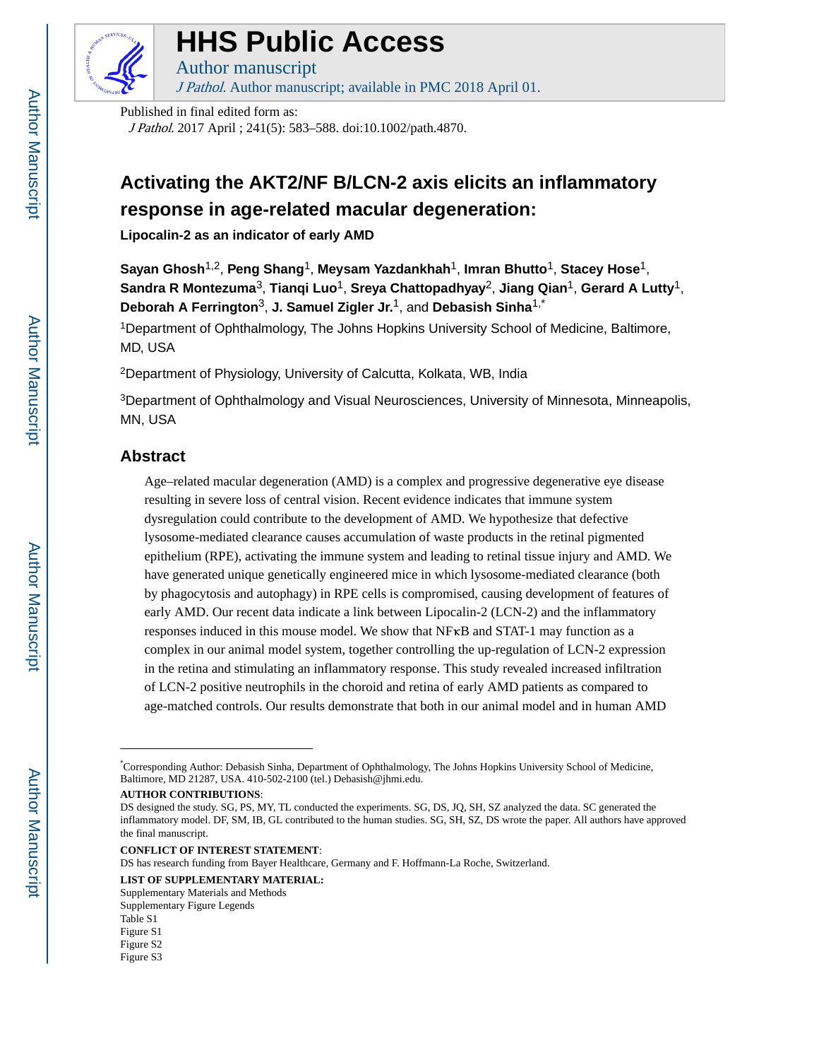# HHS Public Access

Author manuscript

*J Pathol*. Author manuscript; available in PMC 2018 April 01.

Published in final edited form as:

*J Pathol*. 2017 April ; 241(5): 583–588. doi:10.1002/path.4870.

# Activating the AKT2/NF B/LCN-2 axis elicits an inflammatory response in age-related macular degeneration:

### Lipocalin-2 as an indicator of early AMD

**Sayan Ghosh**[1,2], **Peng Shang**[1], **Meysam Yazdankhah**[1], **Imran Bhutto**[1], **Stacey Hose**[1], **Sandra R Montezuma**[3], **Tianqi Luo**[1], **Sreya Chattopadhyay**[2], **Jiang Qian**[1], **Gerard A Lutty**[1], **Deborah A Ferrington**[3], **J. Samuel Zigler Jr.**[1], and **Debasish Sinha**[1,*]

[1]Department of Ophthalmology, The Johns Hopkins University School of Medicine, Baltimore, MD, USA

[2]Department of Physiology, University of Calcutta, Kolkata, WB, India

[3]Department of Ophthalmology and Visual Neurosciences, University of Minnesota, Minneapolis, MN, USA

## Abstract

Age–related macular degeneration (AMD) is a complex and progressive degenerative eye disease resulting in severe loss of central vision. Recent evidence indicates that immune system dysregulation could contribute to the development of AMD. We hypothesize that defective lysosome-mediated clearance causes accumulation of waste products in the retinal pigmented epithelium (RPE), activating the immune system and leading to retinal tissue injury and AMD. We have generated unique genetically engineered mice in which lysosome-mediated clearance (both by phagocytosis and autophagy) in RPE cells is compromised, causing development of features of early AMD. Our recent data indicate a link between Lipocalin-2 (LCN-2) and the inflammatory responses induced in this mouse model. We show that NFκB and STAT-1 may function as a complex in our animal model system, together controlling the up-regulation of LCN-2 expression in the retina and stimulating an inflammatory response. This study revealed increased infiltration of LCN-2 positive neutrophils in the choroid and retina of early AMD patients as compared to age-matched controls. Our results demonstrate that both in our animal model and in human AMD

---

[*]Corresponding Author: Debasish Sinha, Department of Ophthalmology, The Johns Hopkins University School of Medicine, Baltimore, MD 21287, USA. 410-502-2100 (tel.) Debasish@jhmi.edu.

**AUTHOR CONTRIBUTIONS**:

DS designed the study. SG, PS, MY, TL conducted the experiments. SG, DS, JQ, SH, SZ analyzed the data. SC generated the inflammatory model. DF, SM, IB, GL contributed to the human studies. SG, SH, SZ, DS wrote the paper. All authors have approved the final manuscript.

**CONFLICT OF INTEREST STATEMENT**:

DS has research funding from Bayer Healthcare, Germany and F. Hoffmann-La Roche, Switzerland.

**LIST OF SUPPLEMENTARY MATERIAL:**

Supplementary Materials and Methods
Supplementary Figure Legends
Table S1
Figure S1
Figure S2
Figure S3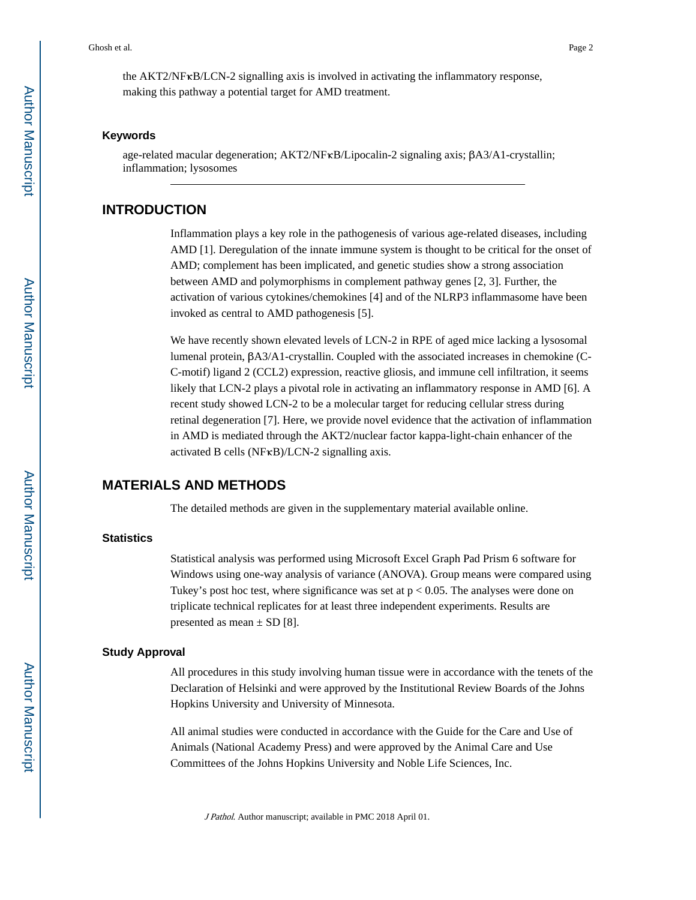the AKT2/NFκB/LCN-2 signalling axis is involved in activating the inflammatory response, making this pathway a potential target for AMD treatment.

### Keywords

age-related macular degeneration; AKT2/NFκB/Lipocalin-2 signaling axis; βA3/A1-crystallin; inflammation; lysosomes

## INTRODUCTION

Inflammation plays a key role in the pathogenesis of various age-related diseases, including AMD [1]. Deregulation of the innate immune system is thought to be critical for the onset of AMD; complement has been implicated, and genetic studies show a strong association between AMD and polymorphisms in complement pathway genes [2, 3]. Further, the activation of various cytokines/chemokines [4] and of the NLRP3 inflammasome have been invoked as central to AMD pathogenesis [5].

We have recently shown elevated levels of LCN-2 in RPE of aged mice lacking a lysosomal lumenal protein, βA3/A1-crystallin. Coupled with the associated increases in chemokine (C-C-motif) ligand 2 (CCL2) expression, reactive gliosis, and immune cell infiltration, it seems likely that LCN-2 plays a pivotal role in activating an inflammatory response in AMD [6]. A recent study showed LCN-2 to be a molecular target for reducing cellular stress during retinal degeneration [7]. Here, we provide novel evidence that the activation of inflammation in AMD is mediated through the AKT2/nuclear factor kappa-light-chain enhancer of the activated B cells (NFκB)/LCN-2 signalling axis.

## MATERIALS AND METHODS

The detailed methods are given in the supplementary material available online.

### Statistics

Statistical analysis was performed using Microsoft Excel Graph Pad Prism 6 software for Windows using one-way analysis of variance (ANOVA). Group means were compared using Tukey's post hoc test, where significance was set at $p < 0.05$. The analyses were done on triplicate technical replicates for at least three independent experiments. Results are presented as mean ± SD [8].

### Study Approval

All procedures in this study involving human tissue were in accordance with the tenets of the Declaration of Helsinki and were approved by the Institutional Review Boards of the Johns Hopkins University and University of Minnesota.

All animal studies were conducted in accordance with the Guide for the Care and Use of Animals (National Academy Press) and were approved by the Animal Care and Use Committees of the Johns Hopkins University and Noble Life Sciences, Inc.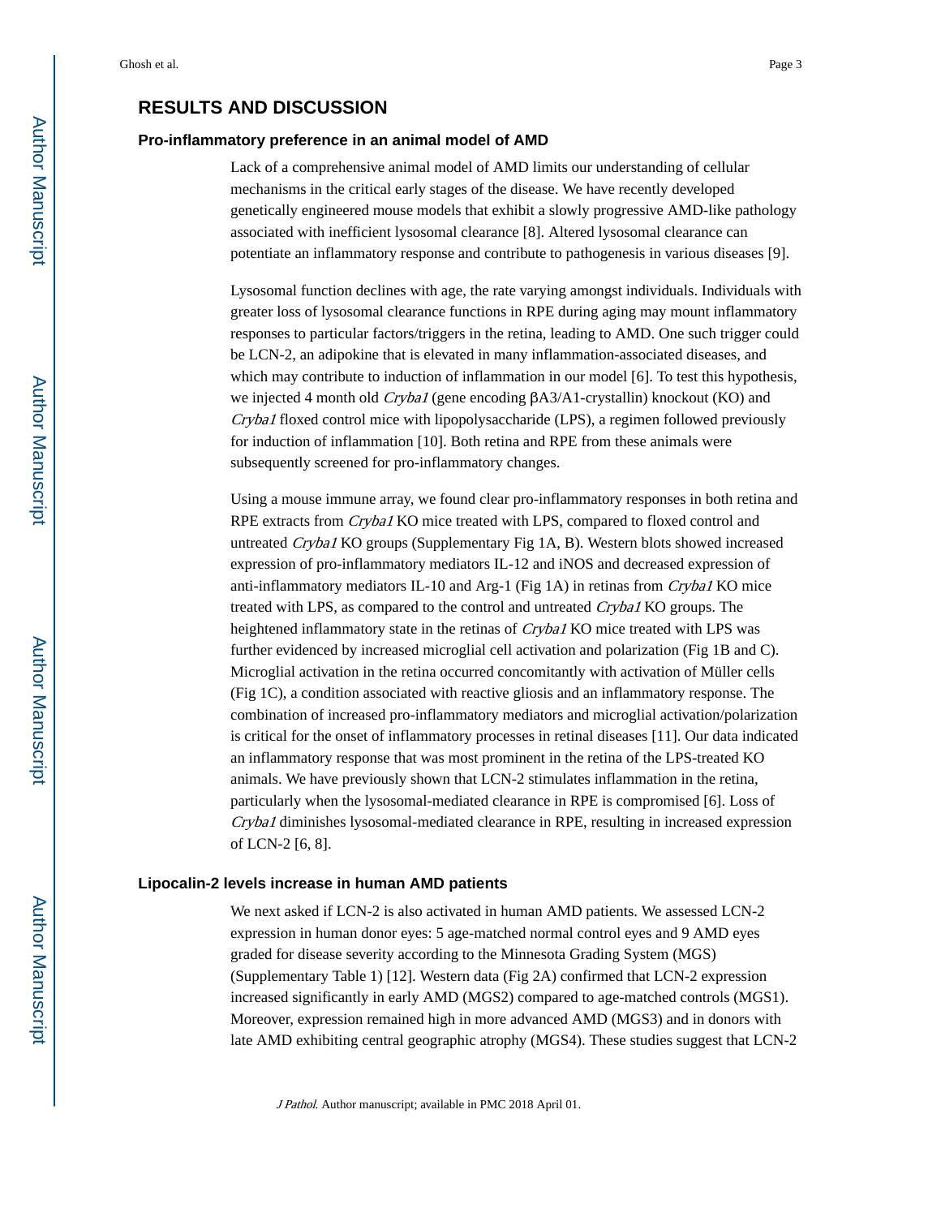## RESULTS AND DISCUSSION

### Pro-inflammatory preference in an animal model of AMD

Lack of a comprehensive animal model of AMD limits our understanding of cellular mechanisms in the critical early stages of the disease. We have recently developed genetically engineered mouse models that exhibit a slowly progressive AMD-like pathology associated with inefficient lysosomal clearance [8]. Altered lysosomal clearance can potentiate an inflammatory response and contribute to pathogenesis in various diseases [9].

Lysosomal function declines with age, the rate varying amongst individuals. Individuals with greater loss of lysosomal clearance functions in RPE during aging may mount inflammatory responses to particular factors/triggers in the retina, leading to AMD. One such trigger could be LCN-2, an adipokine that is elevated in many inflammation-associated diseases, and which may contribute to induction of inflammation in our model [6]. To test this hypothesis, we injected 4 month old *Cryba1* (gene encoding βA3/A1-crystallin) knockout (KO) and *Cryba1* floxed control mice with lipopolysaccharide (LPS), a regimen followed previously for induction of inflammation [10]. Both retina and RPE from these animals were subsequently screened for pro-inflammatory changes.

Using a mouse immune array, we found clear pro-inflammatory responses in both retina and RPE extracts from *Cryba1* KO mice treated with LPS, compared to floxed control and untreated *Cryba1* KO groups (Supplementary Fig 1A, B). Western blots showed increased expression of pro-inflammatory mediators IL-12 and iNOS and decreased expression of anti-inflammatory mediators IL-10 and Arg-1 (Fig 1A) in retinas from *Cryba1* KO mice treated with LPS, as compared to the control and untreated *Cryba1* KO groups. The heightened inflammatory state in the retinas of *Cryba1* KO mice treated with LPS was further evidenced by increased microglial cell activation and polarization (Fig 1B and C). Microglial activation in the retina occurred concomitantly with activation of Müller cells (Fig 1C), a condition associated with reactive gliosis and an inflammatory response. The combination of increased pro-inflammatory mediators and microglial activation/polarization is critical for the onset of inflammatory processes in retinal diseases [11]. Our data indicated an inflammatory response that was most prominent in the retina of the LPS-treated KO animals. We have previously shown that LCN-2 stimulates inflammation in the retina, particularly when the lysosomal-mediated clearance in RPE is compromised [6]. Loss of *Cryba1* diminishes lysosomal-mediated clearance in RPE, resulting in increased expression of LCN-2 [6, 8].

### Lipocalin-2 levels increase in human AMD patients

We next asked if LCN-2 is also activated in human AMD patients. We assessed LCN-2 expression in human donor eyes: 5 age-matched normal control eyes and 9 AMD eyes graded for disease severity according to the Minnesota Grading System (MGS) (Supplementary Table 1) [12]. Western data (Fig 2A) confirmed that LCN-2 expression increased significantly in early AMD (MGS2) compared to age-matched controls (MGS1). Moreover, expression remained high in more advanced AMD (MGS3) and in donors with late AMD exhibiting central geographic atrophy (MGS4). These studies suggest that LCN-2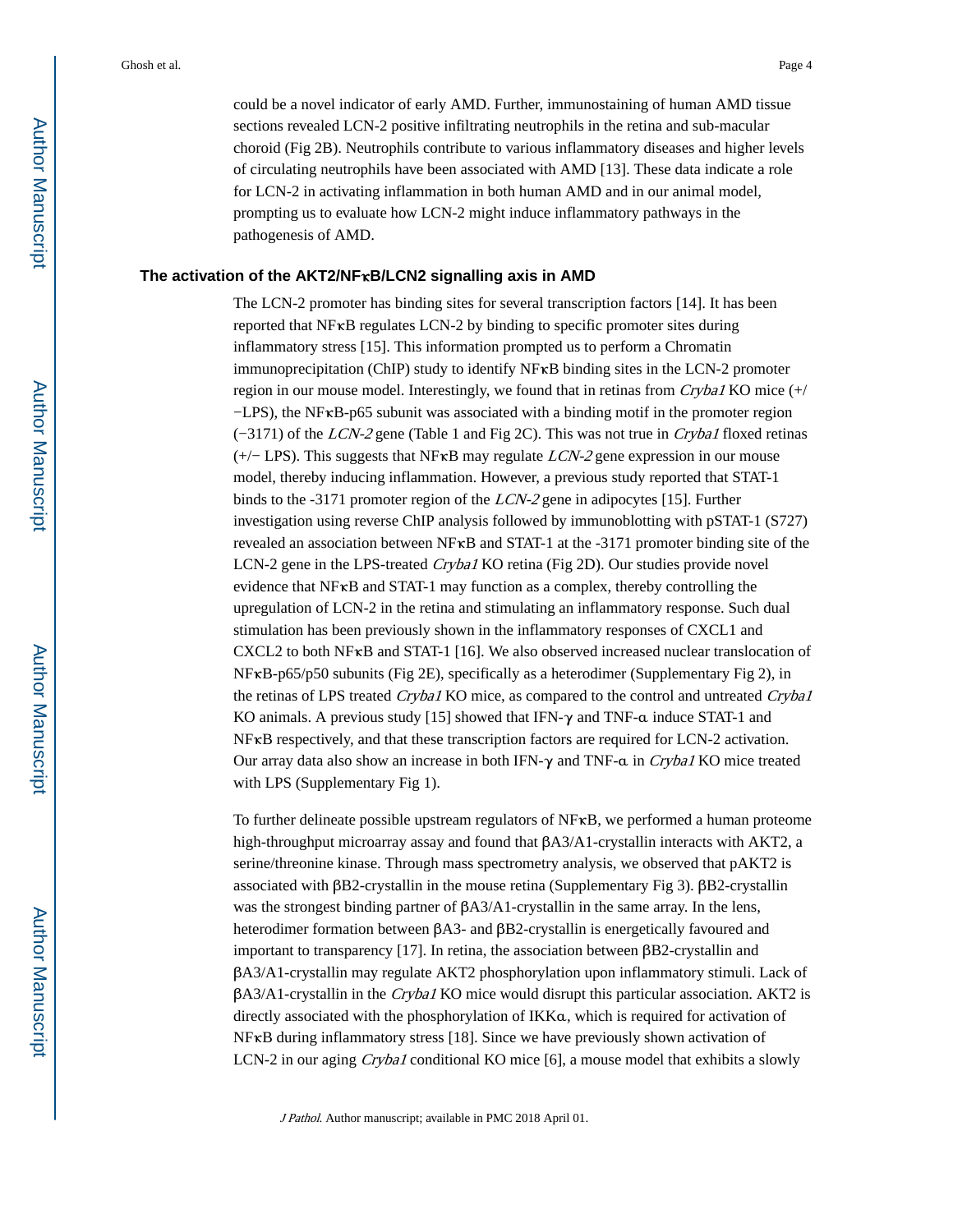could be a novel indicator of early AMD. Further, immunostaining of human AMD tissue sections revealed LCN-2 positive infiltrating neutrophils in the retina and sub-macular choroid (Fig 2B). Neutrophils contribute to various inflammatory diseases and higher levels of circulating neutrophils have been associated with AMD [13]. These data indicate a role for LCN-2 in activating inflammation in both human AMD and in our animal model, prompting us to evaluate how LCN-2 might induce inflammatory pathways in the pathogenesis of AMD.

## The activation of the AKT2/NFκB/LCN2 signalling axis in AMD

The LCN-2 promoter has binding sites for several transcription factors [14]. It has been reported that NFκB regulates LCN-2 by binding to specific promoter sites during inflammatory stress [15]. This information prompted us to perform a Chromatin immunoprecipitation (ChIP) study to identify NFκB binding sites in the LCN-2 promoter region in our mouse model. Interestingly, we found that in retinas from *Cryba1* KO mice (+/−LPS), the NFκB-p65 subunit was associated with a binding motif in the promoter region (−3171) of the *LCN-2* gene (Table 1 and Fig 2C). This was not true in *Cryba1* floxed retinas (+/− LPS). This suggests that NFκB may regulate *LCN-2* gene expression in our mouse model, thereby inducing inflammation. However, a previous study reported that STAT-1 binds to the -3171 promoter region of the *LCN-2* gene in adipocytes [15]. Further investigation using reverse ChIP analysis followed by immunoblotting with pSTAT-1 (S727) revealed an association between NFκB and STAT-1 at the -3171 promoter binding site of the LCN-2 gene in the LPS-treated *Cryba1* KO retina (Fig 2D). Our studies provide novel evidence that NFκB and STAT-1 may function as a complex, thereby controlling the upregulation of LCN-2 in the retina and stimulating an inflammatory response. Such dual stimulation has been previously shown in the inflammatory responses of CXCL1 and CXCL2 to both NFκB and STAT-1 [16]. We also observed increased nuclear translocation of NFκB-p65/p50 subunits (Fig 2E), specifically as a heterodimer (Supplementary Fig 2), in the retinas of LPS treated *Cryba1* KO mice, as compared to the control and untreated *Cryba1* KO animals. A previous study [15] showed that IFN-γ and TNF-α induce STAT-1 and NFκB respectively, and that these transcription factors are required for LCN-2 activation. Our array data also show an increase in both IFN-γ and TNF-α in *Cryba1* KO mice treated with LPS (Supplementary Fig 1).

To further delineate possible upstream regulators of NFκB, we performed a human proteome high-throughput microarray assay and found that βA3/A1-crystallin interacts with AKT2, a serine/threonine kinase. Through mass spectrometry analysis, we observed that pAKT2 is associated with βB2-crystallin in the mouse retina (Supplementary Fig 3). βB2-crystallin was the strongest binding partner of βA3/A1-crystallin in the same array. In the lens, heterodimer formation between βA3- and βB2-crystallin is energetically favoured and important to transparency [17]. In retina, the association between βB2-crystallin and βA3/A1-crystallin may regulate AKT2 phosphorylation upon inflammatory stimuli. Lack of βA3/A1-crystallin in the *Cryba1* KO mice would disrupt this particular association. AKT2 is directly associated with the phosphorylation of IKKα, which is required for activation of NFκB during inflammatory stress [18]. Since we have previously shown activation of LCN-2 in our aging *Cryba1* conditional KO mice [6], a mouse model that exhibits a slowly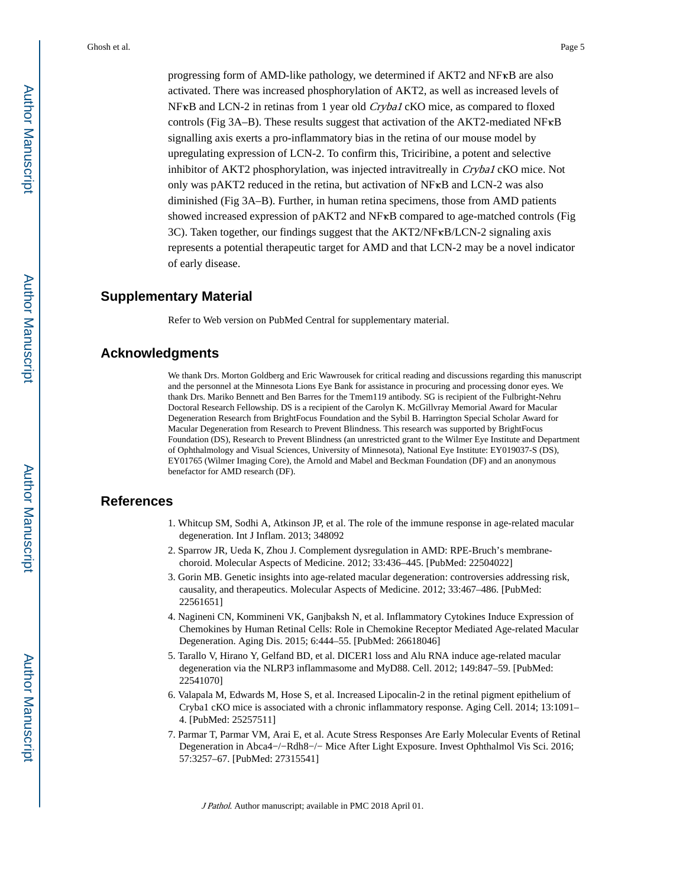progressing form of AMD-like pathology, we determined if AKT2 and NFκB are also activated. There was increased phosphorylation of AKT2, as well as increased levels of NFκB and LCN-2 in retinas from 1 year old *Cryba1* cKO mice, as compared to floxed controls (Fig 3A–B). These results suggest that activation of the AKT2-mediated NFκB signalling axis exerts a pro-inflammatory bias in the retina of our mouse model by upregulating expression of LCN-2. To confirm this, Triciribine, a potent and selective inhibitor of AKT2 phosphorylation, was injected intravitreally in *Cryba1* cKO mice. Not only was pAKT2 reduced in the retina, but activation of NFκB and LCN-2 was also diminished (Fig 3A–B). Further, in human retina specimens, those from AMD patients showed increased expression of pAKT2 and NFκB compared to age-matched controls (Fig 3C). Taken together, our findings suggest that the AKT2/NFκB/LCN-2 signaling axis represents a potential therapeutic target for AMD and that LCN-2 may be a novel indicator of early disease.

## Supplementary Material

Refer to Web version on PubMed Central for supplementary material.

## Acknowledgments

We thank Drs. Morton Goldberg and Eric Wawrousek for critical reading and discussions regarding this manuscript and the personnel at the Minnesota Lions Eye Bank for assistance in procuring and processing donor eyes. We thank Drs. Mariko Bennett and Ben Barres for the Tmem119 antibody. SG is recipient of the Fulbright-Nehru Doctoral Research Fellowship. DS is a recipient of the Carolyn K. McGillvray Memorial Award for Macular Degeneration Research from BrightFocus Foundation and the Sybil B. Harrington Special Scholar Award for Macular Degeneration from Research to Prevent Blindness. This research was supported by BrightFocus Foundation (DS), Research to Prevent Blindness (an unrestricted grant to the Wilmer Eye Institute and Department of Ophthalmology and Visual Sciences, University of Minnesota), National Eye Institute: EY019037-S (DS), EY01765 (Wilmer Imaging Core), the Arnold and Mabel and Beckman Foundation (DF) and an anonymous benefactor for AMD research (DF).

## References

1. Whitcup SM, Sodhi A, Atkinson JP, et al. The role of the immune response in age-related macular degeneration. Int J Inflam. 2013; 348092
2. Sparrow JR, Ueda K, Zhou J. Complement dysregulation in AMD: RPE-Bruch's membrane-choroid. Molecular Aspects of Medicine. 2012; 33:436–445. [PubMed: 22504022]
3. Gorin MB. Genetic insights into age-related macular degeneration: controversies addressing risk, causality, and therapeutics. Molecular Aspects of Medicine. 2012; 33:467–486. [PubMed: 22561651]
4. Nagineni CN, Kommineni VK, Ganjbaksh N, et al. Inflammatory Cytokines Induce Expression of Chemokines by Human Retinal Cells: Role in Chemokine Receptor Mediated Age-related Macular Degeneration. Aging Dis. 2015; 6:444–55. [PubMed: 26618046]
5. Tarallo V, Hirano Y, Gelfand BD, et al. DICER1 loss and Alu RNA induce age-related macular degeneration via the NLRP3 inflammasome and MyD88. Cell. 2012; 149:847–59. [PubMed: 22541070]
6. Valapala M, Edwards M, Hose S, et al. Increased Lipocalin-2 in the retinal pigment epithelium of Cryba1 cKO mice is associated with a chronic inflammatory response. Aging Cell. 2014; 13:1091–4. [PubMed: 25257511]
7. Parmar T, Parmar VM, Arai E, et al. Acute Stress Responses Are Early Molecular Events of Retinal Degeneration in Abca4−/−Rdh8−/− Mice After Light Exposure. Invest Ophthalmol Vis Sci. 2016; 57:3257–67. [PubMed: 27315541]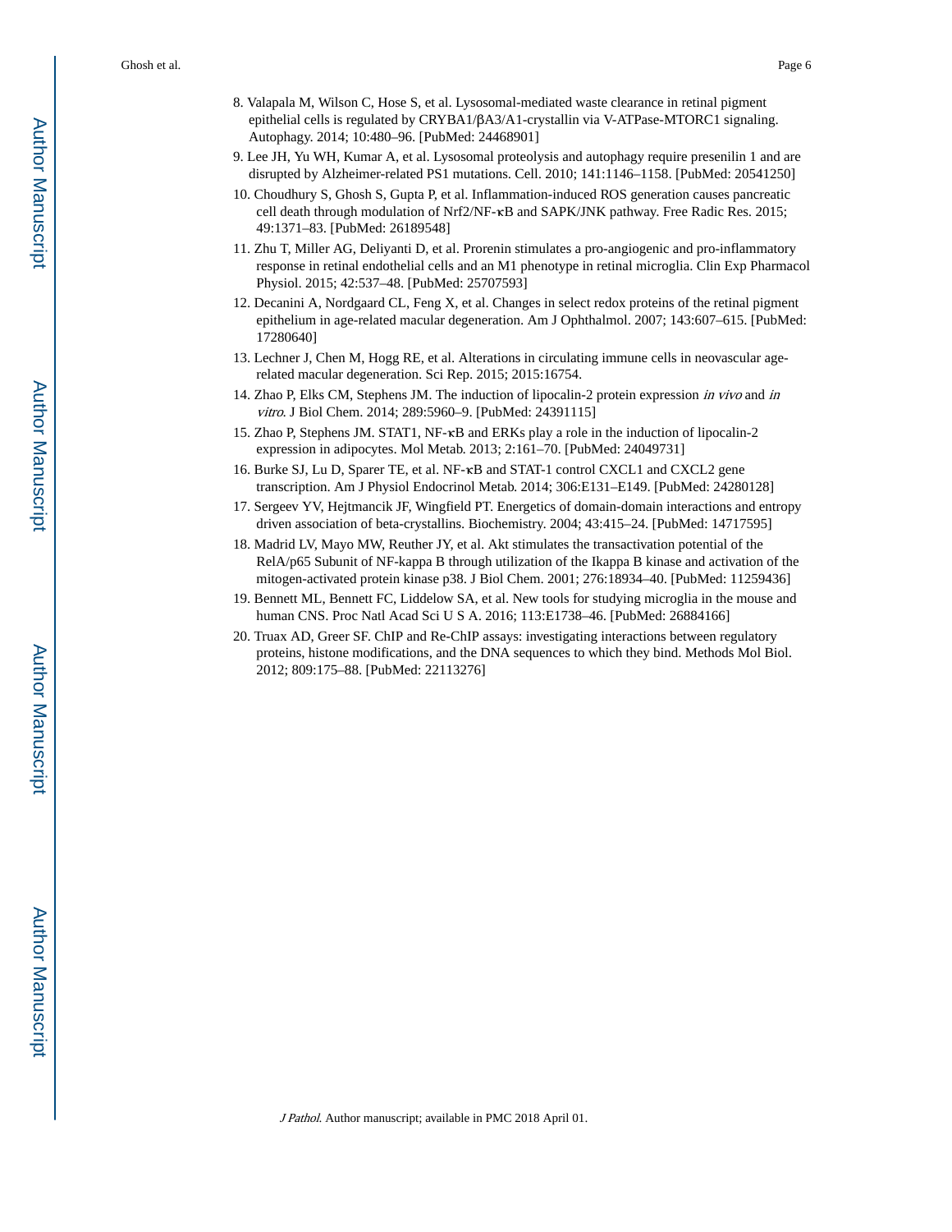8. Valapala M, Wilson C, Hose S, et al. Lysosomal-mediated waste clearance in retinal pigment epithelial cells is regulated by CRYBA1/βA3/A1-crystallin via V-ATPase-MTORC1 signaling. Autophagy. 2014; 10:480–96. [PubMed: 24468901]
9. Lee JH, Yu WH, Kumar A, et al. Lysosomal proteolysis and autophagy require presenilin 1 and are disrupted by Alzheimer-related PS1 mutations. Cell. 2010; 141:1146–1158. [PubMed: 20541250]
10. Choudhury S, Ghosh S, Gupta P, et al. Inflammation-induced ROS generation causes pancreatic cell death through modulation of Nrf2/NF-κB and SAPK/JNK pathway. Free Radic Res. 2015; 49:1371–83. [PubMed: 26189548]
11. Zhu T, Miller AG, Deliyanti D, et al. Prorenin stimulates a pro-angiogenic and pro-inflammatory response in retinal endothelial cells and an M1 phenotype in retinal microglia. Clin Exp Pharmacol Physiol. 2015; 42:537–48. [PubMed: 25707593]
12. Decanini A, Nordgaard CL, Feng X, et al. Changes in select redox proteins of the retinal pigment epithelium in age-related macular degeneration. Am J Ophthalmol. 2007; 143:607–615. [PubMed: 17280640]
13. Lechner J, Chen M, Hogg RE, et al. Alterations in circulating immune cells in neovascular age-related macular degeneration. Sci Rep. 2015; 2015:16754.
14. Zhao P, Elks CM, Stephens JM. The induction of lipocalin-2 protein expression *in vivo* and *in vitro*. J Biol Chem. 2014; 289:5960–9. [PubMed: 24391115]
15. Zhao P, Stephens JM. STAT1, NF-κB and ERKs play a role in the induction of lipocalin-2 expression in adipocytes. Mol Metab. 2013; 2:161–70. [PubMed: 24049731]
16. Burke SJ, Lu D, Sparer TE, et al. NF-κB and STAT-1 control CXCL1 and CXCL2 gene transcription. Am J Physiol Endocrinol Metab. 2014; 306:E131–E149. [PubMed: 24280128]
17. Sergeev YV, Hejtmancik JF, Wingfield PT. Energetics of domain-domain interactions and entropy driven association of beta-crystallins. Biochemistry. 2004; 43:415–24. [PubMed: 14717595]
18. Madrid LV, Mayo MW, Reuther JY, et al. Akt stimulates the transactivation potential of the RelA/p65 Subunit of NF-kappa B through utilization of the Ikappa B kinase and activation of the mitogen-activated protein kinase p38. J Biol Chem. 2001; 276:18934–40. [PubMed: 11259436]
19. Bennett ML, Bennett FC, Liddelow SA, et al. New tools for studying microglia in the mouse and human CNS. Proc Natl Acad Sci U S A. 2016; 113:E1738–46. [PubMed: 26884166]
20. Truax AD, Greer SF. ChIP and Re-ChIP assays: investigating interactions between regulatory proteins, histone modifications, and the DNA sequences to which they bind. Methods Mol Biol. 2012; 809:175–88. [PubMed: 22113276]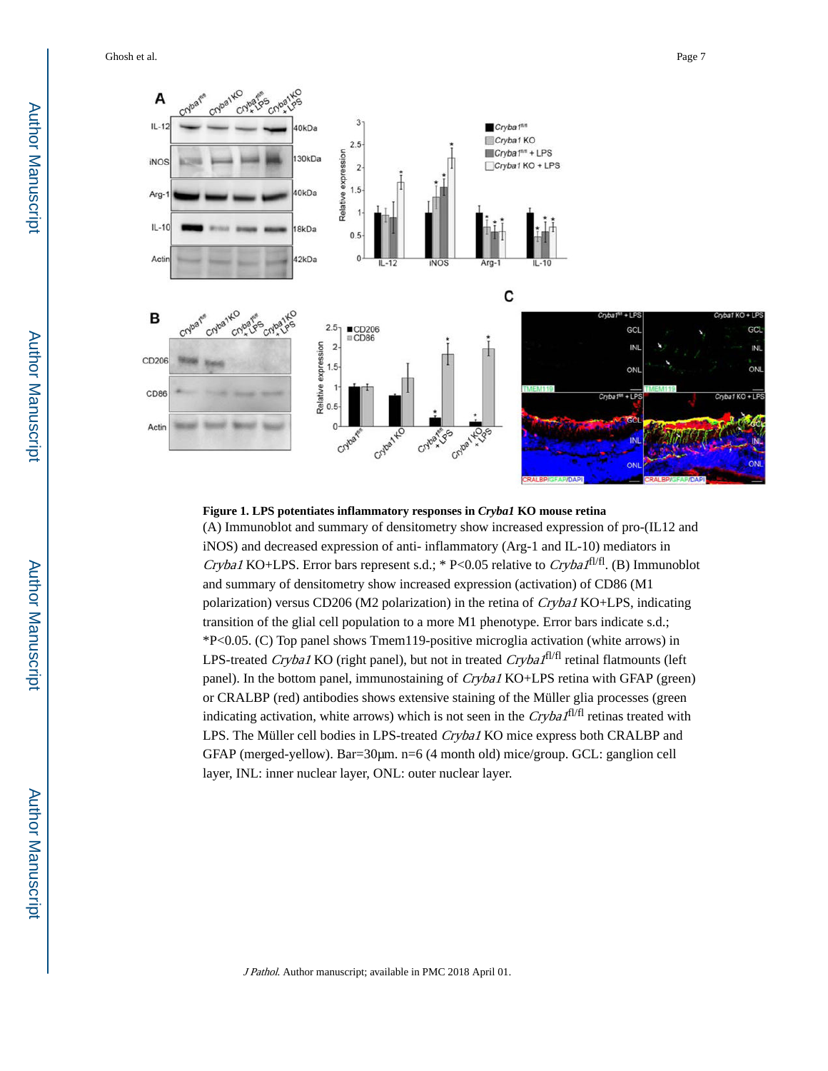**Figure 1. LPS potentiates inflammatory responses in *Cryba1* KO mouse retina**

(A) Immunoblot and summary of densitometry show increased expression of pro-(IL12 and iNOS) and decreased expression of anti- inflammatory (Arg-1 and IL-10) mediators in *Cryba1* KO+LPS. Error bars represent s.d.; * P<0.05 relative to *Cryba1*$^{fl/fl}$. (B) Immunoblot and summary of densitometry show increased expression (activation) of CD86 (M1 polarization) versus CD206 (M2 polarization) in the retina of *Cryba1* KO+LPS, indicating transition of the glial cell population to a more M1 phenotype. Error bars indicate s.d.; *P<0.05. (C) Top panel shows Tmem119-positive microglia activation (white arrows) in LPS-treated *Cryba1* KO (right panel), but not in treated *Cryba1*$^{fl/fl}$ retinal flatmounts (left panel). In the bottom panel, immunostaining of *Cryba1* KO+LPS retina with GFAP (green) or CRALBP (red) antibodies shows extensive staining of the Müller glia processes (green indicating activation, white arrows) which is not seen in the *Cryba1*$^{fl/fl}$ retinas treated with LPS. The Müller cell bodies in LPS-treated *Cryba1* KO mice express both CRALBP and GFAP (merged-yellow). Bar=30μm. n=6 (4 month old) mice/group. GCL: ganglion cell layer, INL: inner nuclear layer, ONL: outer nuclear layer.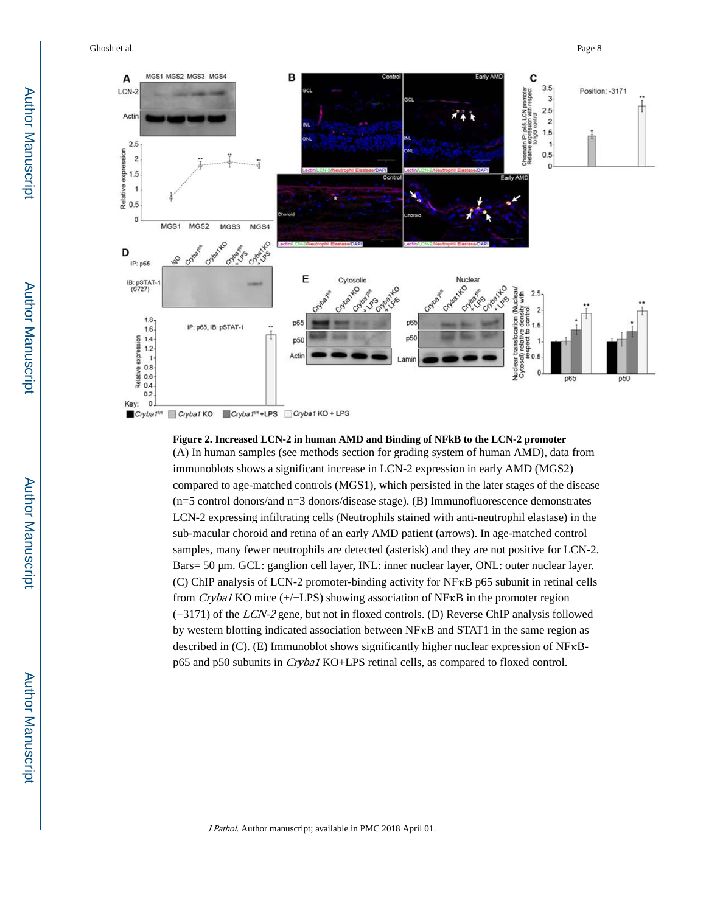**Figure 2. Increased LCN-2 in human AMD and Binding of NFkB to the LCN-2 promoter**

(A) In human samples (see methods section for grading system of human AMD), data from immunoblots shows a significant increase in LCN-2 expression in early AMD (MGS2) compared to age-matched controls (MGS1), which persisted in the later stages of the disease (n=5 control donors/and n=3 donors/disease stage). (B) Immunofluorescence demonstrates LCN-2 expressing infiltrating cells (Neutrophils stained with anti-neutrophil elastase) in the sub-macular choroid and retina of an early AMD patient (arrows). In age-matched control samples, many fewer neutrophils are detected (asterisk) and they are not positive for LCN-2. Bars= 50 μm. GCL: ganglion cell layer, INL: inner nuclear layer, ONL: outer nuclear layer. (C) ChIP analysis of LCN-2 promoter-binding activity for NFκB p65 subunit in retinal cells from *Cryba1* KO mice (+/−LPS) showing association of NFκB in the promoter region (−3171) of the *LCN-2* gene, but not in floxed controls. (D) Reverse ChIP analysis followed by western blotting indicated association between NFκB and STAT1 in the same region as described in (C). (E) Immunoblot shows significantly higher nuclear expression of NFκB-p65 and p50 subunits in *Cryba1* KO+LPS retinal cells, as compared to floxed control.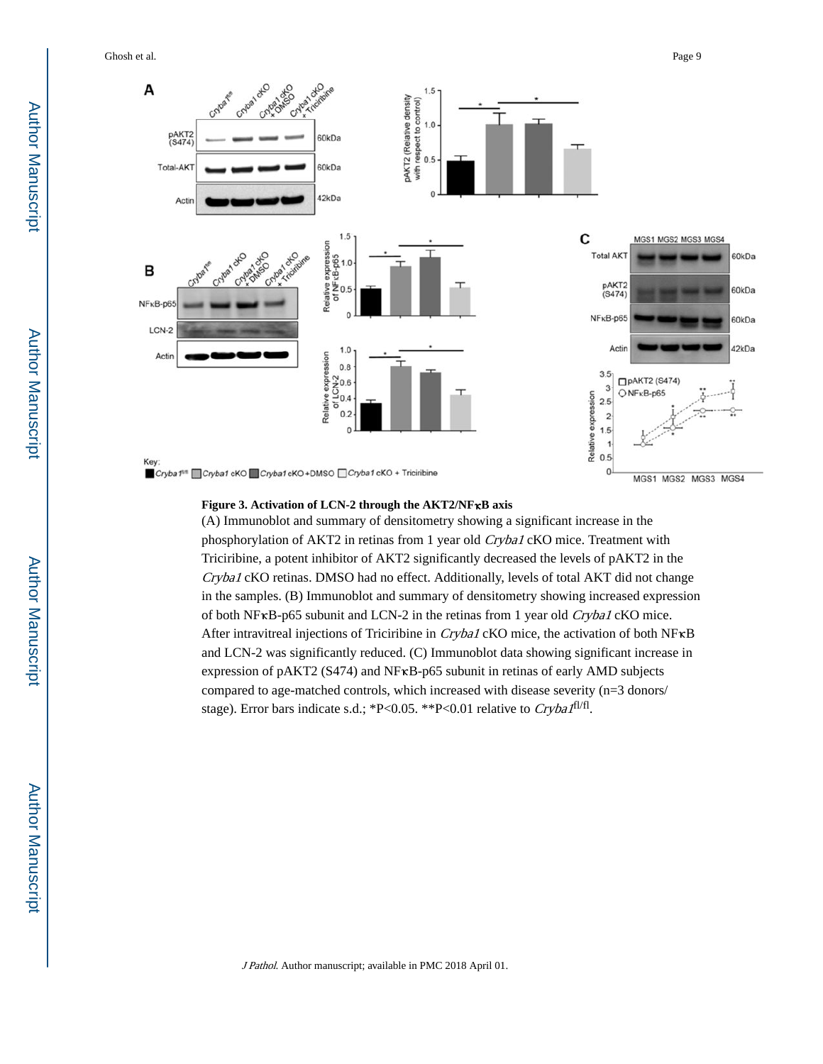**Figure 3. Activation of LCN-2 through the AKT2/NFκB axis**

(A) Immunoblot and summary of densitometry showing a significant increase in the phosphorylation of AKT2 in retinas from 1 year old *Cryba1* cKO mice. Treatment with Triciribine, a potent inhibitor of AKT2 significantly decreased the levels of pAKT2 in the *Cryba1* cKO retinas. DMSO had no effect. Additionally, levels of total AKT did not change in the samples. (B) Immunoblot and summary of densitometry showing increased expression of both NFκB-p65 subunit and LCN-2 in the retinas from 1 year old *Cryba1* cKO mice. After intravitreal injections of Triciribine in *Cryba1* cKO mice, the activation of both NFκB and LCN-2 was significantly reduced. (C) Immunoblot data showing significant increase in expression of pAKT2 (S474) and NFκB-p65 subunit in retinas of early AMD subjects compared to age-matched controls, which increased with disease severity (n=3 donors/stage). Error bars indicate s.d.; \*P<0.05. \*\*P<0.01 relative to *Cryba1*$^{fl/fl}$.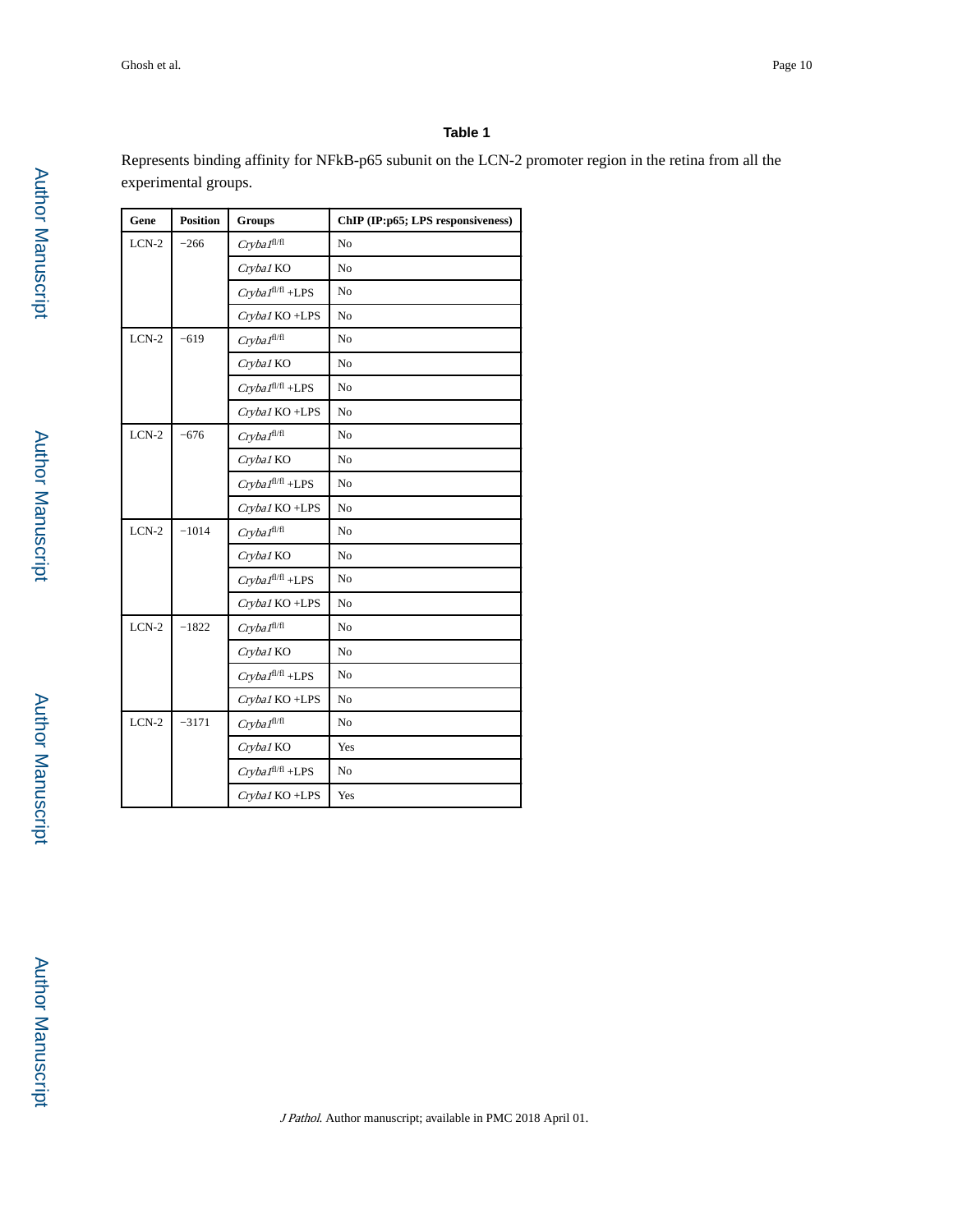**Table 1**

Represents binding affinity for NFkB-p65 subunit on the LCN-2 promoter region in the retina from all the experimental groups.

| Gene | Position | Groups | ChIP (IP:p65; LPS responsiveness) |
|---|---|---|---|
| LCN-2 | −266 | *Cryba1*$^{fl/fl}$ | No |
| | | *Cryba1* KO | No |
| | | *Cryba1*$^{fl/fl}$ +LPS | No |
| | | *Cryba1* KO +LPS | No |
| LCN-2 | −619 | *Cryba1*$^{fl/fl}$ | No |
| | | *Cryba1* KO | No |
| | | *Cryba1*$^{fl/fl}$ +LPS | No |
| | | *Cryba1* KO +LPS | No |
| LCN-2 | −676 | *Cryba1*$^{fl/fl}$ | No |
| | | *Cryba1* KO | No |
| | | *Cryba1*$^{fl/fl}$ +LPS | No |
| | | *Cryba1* KO +LPS | No |
| LCN-2 | −1014 | *Cryba1*$^{fl/fl}$ | No |
| | | *Cryba1* KO | No |
| | | *Cryba1*$^{fl/fl}$ +LPS | No |
| | | *Cryba1* KO +LPS | No |
| LCN-2 | −1822 | *Cryba1*$^{fl/fl}$ | No |
| | | *Cryba1* KO | No |
| | | *Cryba1*$^{fl/fl}$ +LPS | No |
| | | *Cryba1* KO +LPS | No |
| LCN-2 | −3171 | *Cryba1*$^{fl/fl}$ | No |
| | | *Cryba1* KO | Yes |
| | | *Cryba1*$^{fl/fl}$ +LPS | No |
| | | *Cryba1* KO +LPS | Yes |